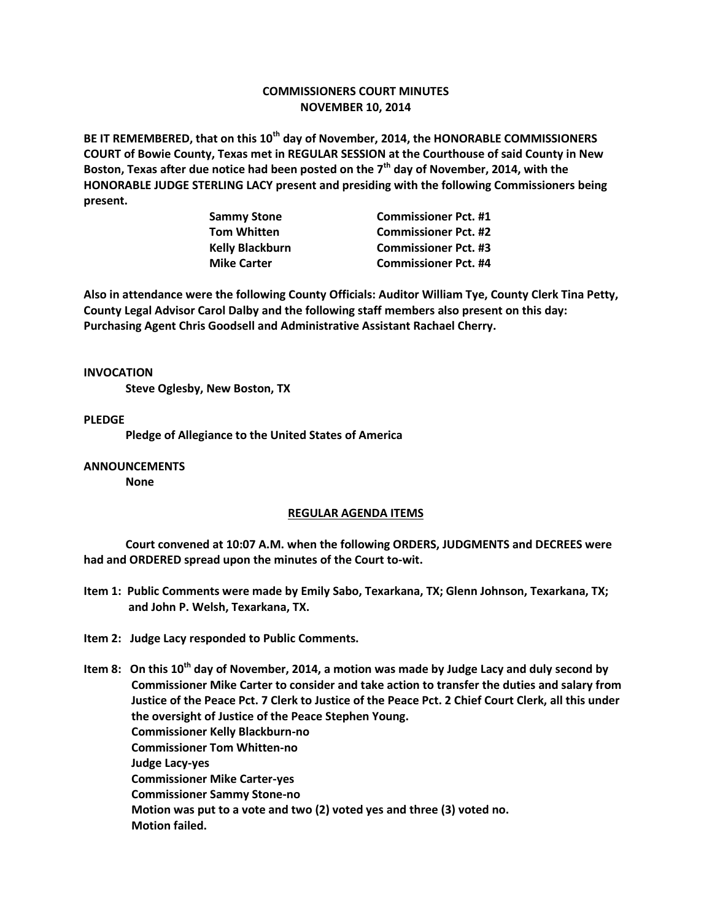# COMMISSIONERS COURT MINUTES
## NOVEMBER 10, 2014

**BE IT REMEMBERED, that on this 10th day of November, 2014, the HONORABLE COMMISSIONERS COURT of Bowie County, Texas met in REGULAR SESSION at the Courthouse of said County in New Boston, Texas after due notice had been posted on the 7th day of November, 2014, with the HONORABLE JUDGE STERLING LACY present and presiding with the following Commissioners being present.**

| | |
|---|---|
| **Sammy Stone** | **Commissioner Pct. #1** |
| **Tom Whitten** | **Commissioner Pct. #2** |
| **Kelly Blackburn** | **Commissioner Pct. #3** |
| **Mike Carter** | **Commissioner Pct. #4** |

**Also in attendance were the following County Officials: Auditor William Tye, County Clerk Tina Petty, County Legal Advisor Carol Dalby and the following staff members also present on this day: Purchasing Agent Chris Goodsell and Administrative Assistant Rachael Cherry.**

**INVOCATION**

**Steve Oglesby, New Boston, TX**

**PLEDGE**

**Pledge of Allegiance to the United States of America**

**ANNOUNCEMENTS**

**None**

**REGULAR AGENDA ITEMS**

**Court convened at 10:07 A.M. when the following ORDERS, JUDGMENTS and DECREES were had and ORDERED spread upon the minutes of the Court to-wit.**

**Item 1: Public Comments were made by Emily Sabo, Texarkana, TX; Glenn Johnson, Texarkana, TX; and John P. Welsh, Texarkana, TX.**

**Item 2: Judge Lacy responded to Public Comments.**

**Item 8: On this 10th day of November, 2014, a motion was made by Judge Lacy and duly second by Commissioner Mike Carter to consider and take action to transfer the duties and salary from Justice of the Peace Pct. 7 Clerk to Justice of the Peace Pct. 2 Chief Court Clerk, all this under the oversight of Justice of the Peace Stephen Young.**
**Commissioner Kelly Blackburn-no**
**Commissioner Tom Whitten-no**
**Judge Lacy-yes**
**Commissioner Mike Carter-yes**
**Commissioner Sammy Stone-no**
**Motion was put to a vote and two (2) voted yes and three (3) voted no.**
**Motion failed.**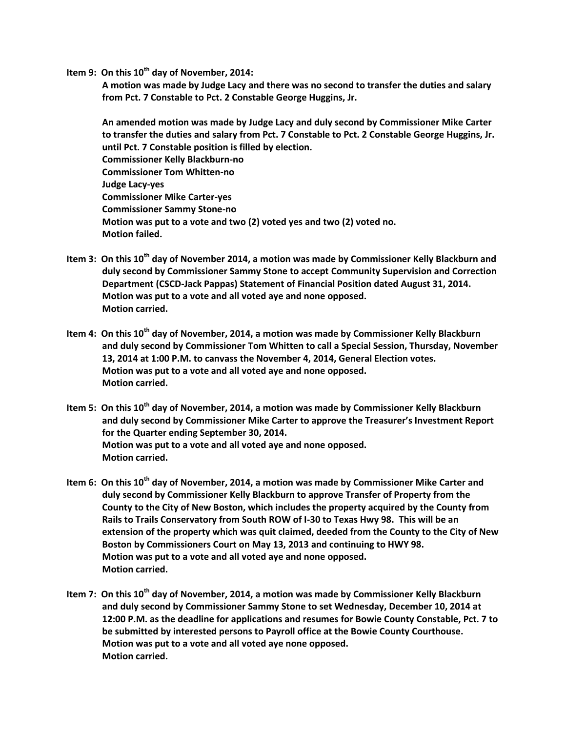**Item 9: On this 10th day of November, 2014:**

**A motion was made by Judge Lacy and there was no second to transfer the duties and salary from Pct. 7 Constable to Pct. 2 Constable George Huggins, Jr.**

**An amended motion was made by Judge Lacy and duly second by Commissioner Mike Carter to transfer the duties and salary from Pct. 7 Constable to Pct. 2 Constable George Huggins, Jr. until Pct. 7 Constable position is filled by election.**
**Commissioner Kelly Blackburn-no**
**Commissioner Tom Whitten-no**
**Judge Lacy-yes**
**Commissioner Mike Carter-yes**
**Commissioner Sammy Stone-no**
**Motion was put to a vote and two (2) voted yes and two (2) voted no.**
**Motion failed.**

**Item 3: On this 10th day of November 2014, a motion was made by Commissioner Kelly Blackburn and duly second by Commissioner Sammy Stone to accept Community Supervision and Correction Department (CSCD-Jack Pappas) Statement of Financial Position dated August 31, 2014.**
**Motion was put to a vote and all voted aye and none opposed.**
**Motion carried.**

**Item 4: On this 10th day of November, 2014, a motion was made by Commissioner Kelly Blackburn and duly second by Commissioner Tom Whitten to call a Special Session, Thursday, November 13, 2014 at 1:00 P.M. to canvass the November 4, 2014, General Election votes.**
**Motion was put to a vote and all voted aye and none opposed.**
**Motion carried.**

**Item 5: On this 10th day of November, 2014, a motion was made by Commissioner Kelly Blackburn and duly second by Commissioner Mike Carter to approve the Treasurer's Investment Report for the Quarter ending September 30, 2014.**
**Motion was put to a vote and all voted aye and none opposed.**
**Motion carried.**

**Item 6: On this 10th day of November, 2014, a motion was made by Commissioner Mike Carter and duly second by Commissioner Kelly Blackburn to approve Transfer of Property from the County to the City of New Boston, which includes the property acquired by the County from Rails to Trails Conservatory from South ROW of I-30 to Texas Hwy 98. This will be an extension of the property which was quit claimed, deeded from the County to the City of New Boston by Commissioners Court on May 13, 2013 and continuing to HWY 98.**
**Motion was put to a vote and all voted aye and none opposed.**
**Motion carried.**

**Item 7: On this 10th day of November, 2014, a motion was made by Commissioner Kelly Blackburn and duly second by Commissioner Sammy Stone to set Wednesday, December 10, 2014 at 12:00 P.M. as the deadline for applications and resumes for Bowie County Constable, Pct. 7 to be submitted by interested persons to Payroll office at the Bowie County Courthouse.**
**Motion was put to a vote and all voted aye none opposed.**
**Motion carried.**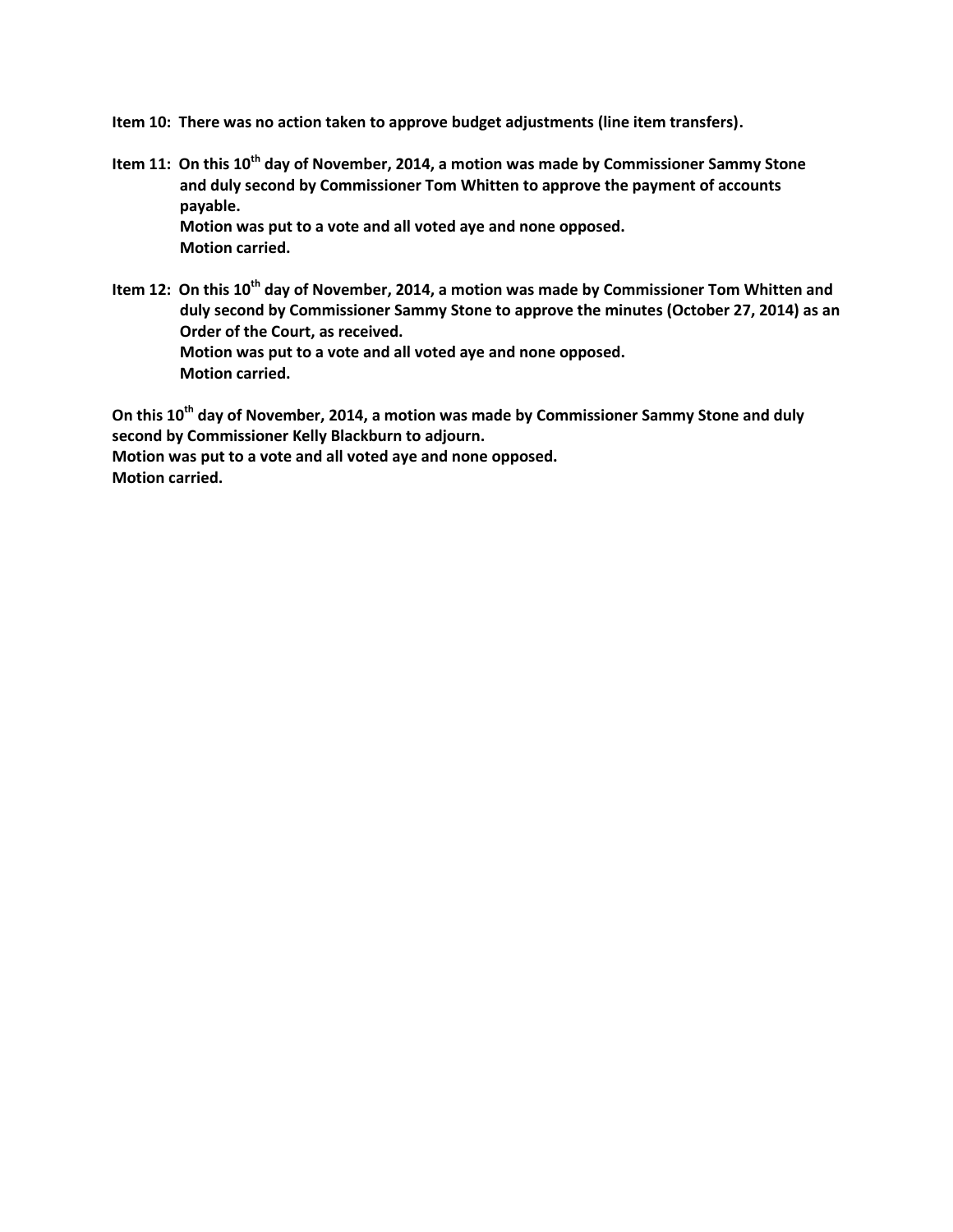**Item 10: There was no action taken to approve budget adjustments (line item transfers).**

**Item 11: On this 10th day of November, 2014, a motion was made by Commissioner Sammy Stone and duly second by Commissioner Tom Whitten to approve the payment of accounts payable.**
**Motion was put to a vote and all voted aye and none opposed.**
**Motion carried.**

**Item 12: On this 10th day of November, 2014, a motion was made by Commissioner Tom Whitten and duly second by Commissioner Sammy Stone to approve the minutes (October 27, 2014) as an Order of the Court, as received.**
**Motion was put to a vote and all voted aye and none opposed.**
**Motion carried.**

**On this 10th day of November, 2014, a motion was made by Commissioner Sammy Stone and duly second by Commissioner Kelly Blackburn to adjourn.**
**Motion was put to a vote and all voted aye and none opposed.**
**Motion carried.**